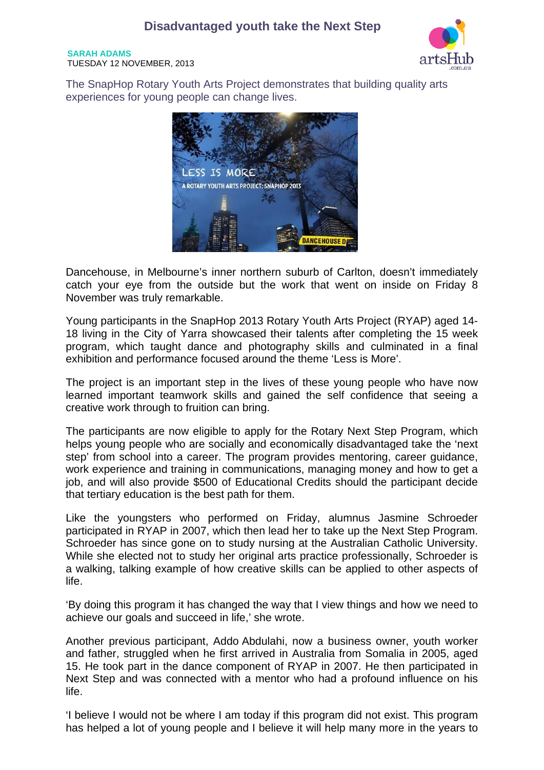# Disadvantaged youth take the Next Step

**SARAH ADAMS**
TUESDAY 12 NOVEMBER, 2013

The SnapHop Rotary Youth Arts Project demonstrates that building quality arts experiences for young people can change lives.

Dancehouse, in Melbourne's inner northern suburb of Carlton, doesn't immediately catch your eye from the outside but the work that went on inside on Friday 8 November was truly remarkable.

Young participants in the SnapHop 2013 Rotary Youth Arts Project (RYAP) aged 14-18 living in the City of Yarra showcased their talents after completing the 15 week program, which taught dance and photography skills and culminated in a final exhibition and performance focused around the theme 'Less is More'.

The project is an important step in the lives of these young people who have now learned important teamwork skills and gained the self confidence that seeing a creative work through to fruition can bring.

The participants are now eligible to apply for the Rotary Next Step Program, which helps young people who are socially and economically disadvantaged take the 'next step' from school into a career. The program provides mentoring, career guidance, work experience and training in communications, managing money and how to get a job, and will also provide $500 of Educational Credits should the participant decide that tertiary education is the best path for them.

Like the youngsters who performed on Friday, alumnus Jasmine Schroeder participated in RYAP in 2007, which then lead her to take up the Next Step Program. Schroeder has since gone on to study nursing at the Australian Catholic University. While she elected not to study her original arts practice professionally, Schroeder is a walking, talking example of how creative skills can be applied to other aspects of life.

'By doing this program it has changed the way that I view things and how we need to achieve our goals and succeed in life,' she wrote.

Another previous participant, Addo Abdulahi, now a business owner, youth worker and father, struggled when he first arrived in Australia from Somalia in 2005, aged 15. He took part in the dance component of RYAP in 2007. He then participated in Next Step and was connected with a mentor who had a profound influence on his life.

'I believe I would not be where I am today if this program did not exist. This program has helped a lot of young people and I believe it will help many more in the years to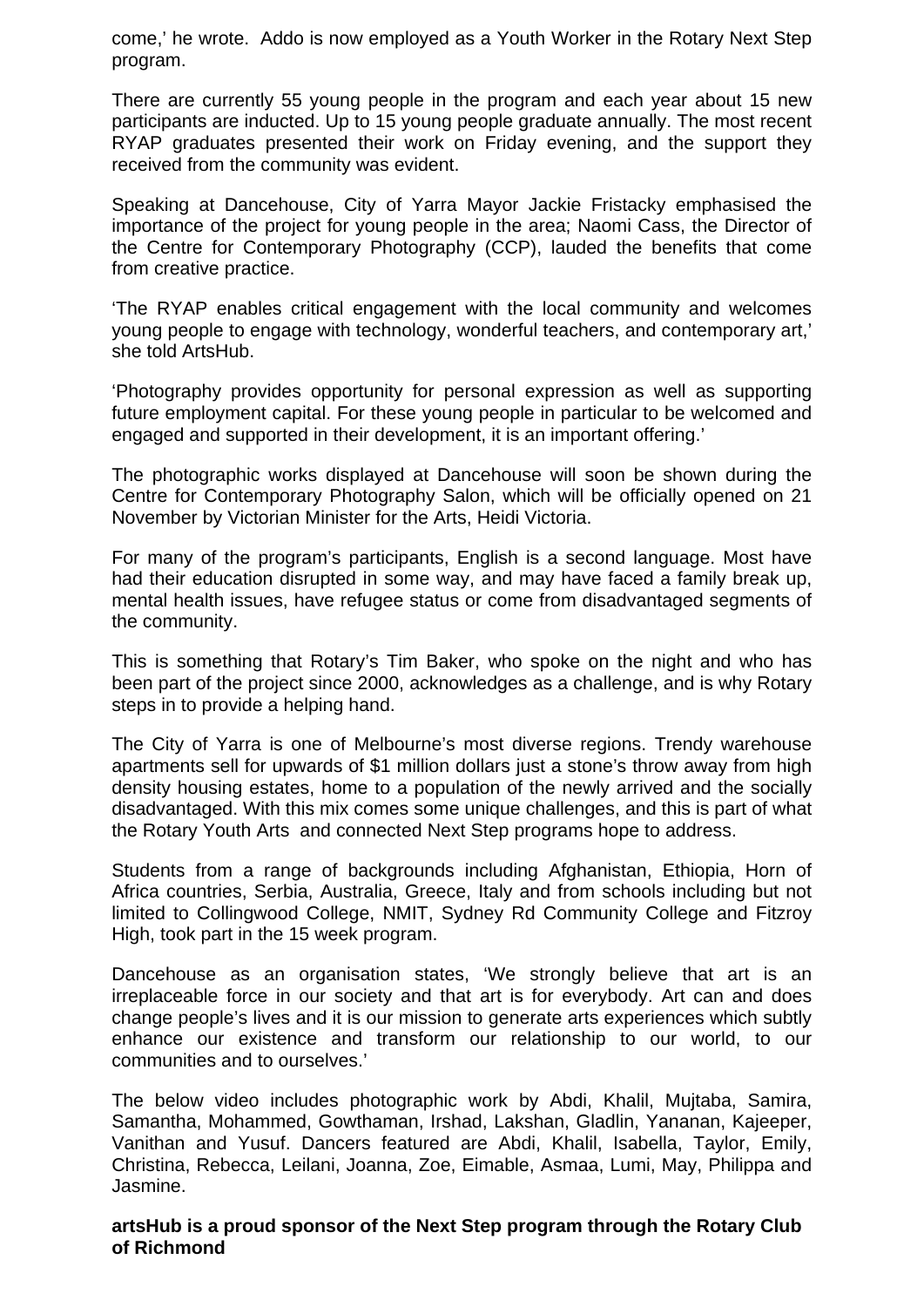come,' he wrote. Addo is now employed as a Youth Worker in the Rotary Next Step program.

There are currently 55 young people in the program and each year about 15 new participants are inducted. Up to 15 young people graduate annually. The most recent RYAP graduates presented their work on Friday evening, and the support they received from the community was evident.

Speaking at Dancehouse, City of Yarra Mayor Jackie Fristacky emphasised the importance of the project for young people in the area; Naomi Cass, the Director of the Centre for Contemporary Photography (CCP), lauded the benefits that come from creative practice.

'The RYAP enables critical engagement with the local community and welcomes young people to engage with technology, wonderful teachers, and contemporary art,' she told ArtsHub.

'Photography provides opportunity for personal expression as well as supporting future employment capital. For these young people in particular to be welcomed and engaged and supported in their development, it is an important offering.'

The photographic works displayed at Dancehouse will soon be shown during the Centre for Contemporary Photography Salon, which will be officially opened on 21 November by Victorian Minister for the Arts, Heidi Victoria.

For many of the program's participants, English is a second language. Most have had their education disrupted in some way, and may have faced a family break up, mental health issues, have refugee status or come from disadvantaged segments of the community.

This is something that Rotary's Tim Baker, who spoke on the night and who has been part of the project since 2000, acknowledges as a challenge, and is why Rotary steps in to provide a helping hand.

The City of Yarra is one of Melbourne's most diverse regions. Trendy warehouse apartments sell for upwards of $1 million dollars just a stone's throw away from high density housing estates, home to a population of the newly arrived and the socially disadvantaged. With this mix comes some unique challenges, and this is part of what the Rotary Youth Arts and connected Next Step programs hope to address.

Students from a range of backgrounds including Afghanistan, Ethiopia, Horn of Africa countries, Serbia, Australia, Greece, Italy and from schools including but not limited to Collingwood College, NMIT, Sydney Rd Community College and Fitzroy High, took part in the 15 week program.

Dancehouse as an organisation states, 'We strongly believe that art is an irreplaceable force in our society and that art is for everybody. Art can and does change people's lives and it is our mission to generate arts experiences which subtly enhance our existence and transform our relationship to our world, to our communities and to ourselves.'

The below video includes photographic work by Abdi, Khalil, Mujtaba, Samira, Samantha, Mohammed, Gowthaman, Irshad, Lakshan, Gladlin, Yananan, Kajeeper, Vanithan and Yusuf. Dancers featured are Abdi, Khalil, Isabella, Taylor, Emily, Christina, Rebecca, Leilani, Joanna, Zoe, Eimable, Asmaa, Lumi, May, Philippa and Jasmine.

**artsHub is a proud sponsor of the Next Step program through the Rotary Club of Richmond**